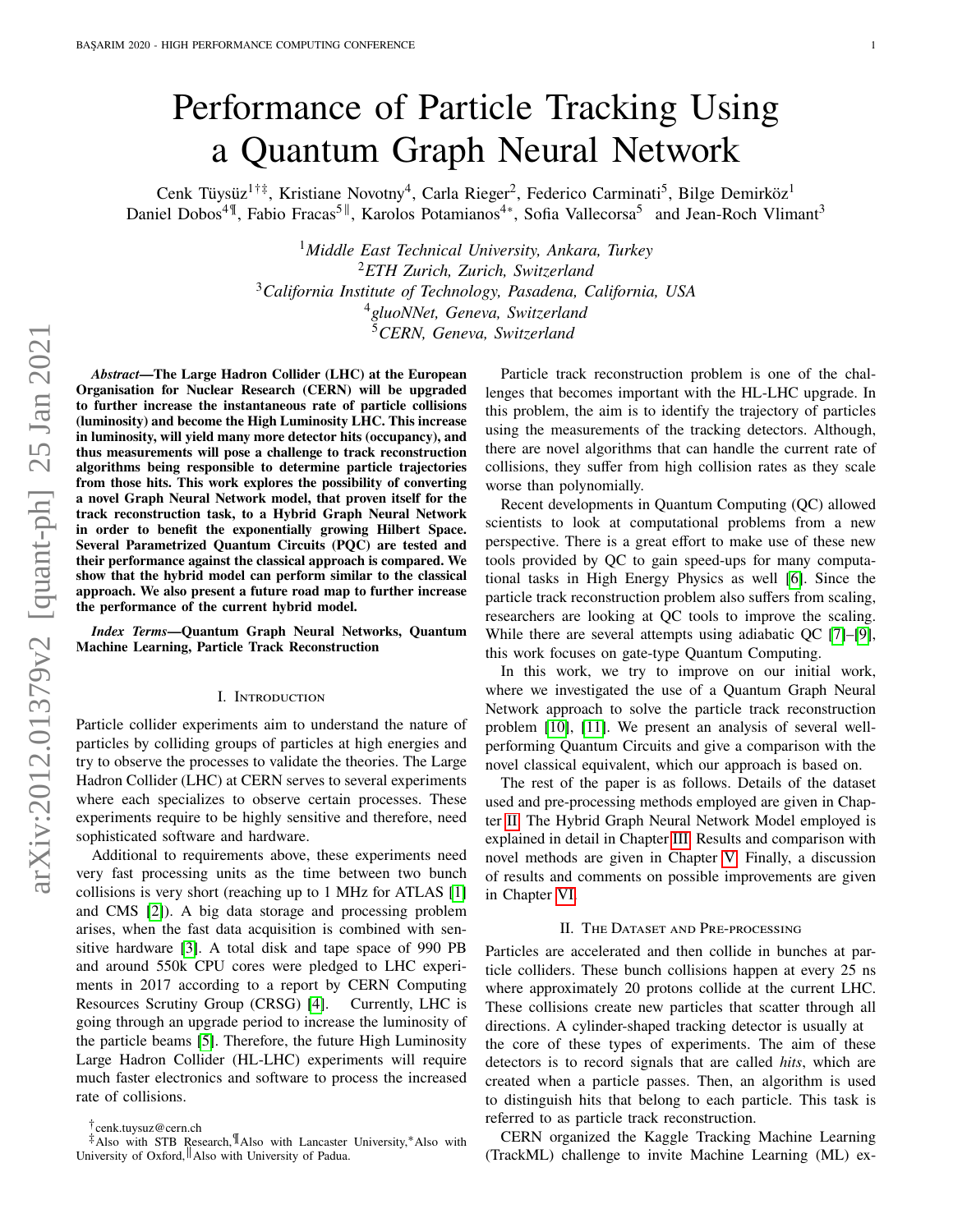# Performance of Particle Tracking Using a Quantum Graph Neural Network

Cenk Tüysüz[1†‡], Kristiane Novotny[4], Carla Rieger[2], Federico Carminati[5], Bilge Demirköz[1]
Daniel Dobos[4¶], Fabio Fracas[5‖], Karolos Potamianos[4*], Sofia Vallecorsa[5] and Jean-Roch Vlimant[3]

[1]*Middle East Technical University, Ankara, Turkey*
[2]*ETH Zurich, Zurich, Switzerland*
[3]*California Institute of Technology, Pasadena, California, USA*
[4]*gluoNNet, Geneva, Switzerland*
[5]*CERN, Geneva, Switzerland*

***Abstract*—The Large Hadron Collider (LHC) at the European Organisation for Nuclear Research (CERN) will be upgraded to further increase the instantaneous rate of particle collisions (luminosity) and become the High Luminosity LHC. This increase in luminosity, will yield many more detector hits (occupancy), and thus measurements will pose a challenge to track reconstruction algorithms being responsible to determine particle trajectories from those hits. This work explores the possibility of converting a novel Graph Neural Network model, that proven itself for the track reconstruction task, to a Hybrid Graph Neural Network in order to benefit the exponentially growing Hilbert Space. Several Parametrized Quantum Circuits (PQC) are tested and their performance against the classical approach is compared. We show that the hybrid model can perform similar to the classical approach. We also present a future road map to further increase the performance of the current hybrid model.**

***Index Terms*—Quantum Graph Neural Networks, Quantum Machine Learning, Particle Track Reconstruction**

## I. Introduction

Particle collider experiments aim to understand the nature of particles by colliding groups of particles at high energies and try to observe the processes to validate the theories. The Large Hadron Collider (LHC) at CERN serves to several experiments where each specializes to observe certain processes. These experiments require to be highly sensitive and therefore, need sophisticated software and hardware.

Additional to requirements above, these experiments need very fast processing units as the time between two bunch collisions is very short (reaching up to 1 MHz for ATLAS [1] and CMS [2]). A big data storage and processing problem arises, when the fast data acquisition is combined with sensitive hardware [3]. A total disk and tape space of 990 PB and around 550k CPU cores were pledged to LHC experiments in 2017 according to a report by CERN Computing Resources Scrutiny Group (CRSG) [4]. Currently, LHC is going through an upgrade period to increase the luminosity of the particle beams [5]. Therefore, the future High Luminosity Large Hadron Collider (HL-LHC) experiments will require much faster electronics and software to process the increased rate of collisions.

Particle track reconstruction problem is one of the challenges that becomes important with the HL-LHC upgrade. In this problem, the aim is to identify the trajectory of particles using the measurements of the tracking detectors. Although, there are novel algorithms that can handle the current rate of collisions, they suffer from high collision rates as they scale worse than polynomially.

Recent developments in Quantum Computing (QC) allowed scientists to look at computational problems from a new perspective. There is a great effort to make use of these new tools provided by QC to gain speed-ups for many computational tasks in High Energy Physics as well [6]. Since the particle track reconstruction problem also suffers from scaling, researchers are looking at QC tools to improve the scaling. While there are several attempts using adiabatic QC [7]–[9], this work focuses on gate-type Quantum Computing.

In this work, we try to improve on our initial work, where we investigated the use of a Quantum Graph Neural Network approach to solve the particle track reconstruction problem [10], [11]. We present an analysis of several well-performing Quantum Circuits and give a comparison with the novel classical equivalent, which our approach is based on.

The rest of the paper is as follows. Details of the dataset used and pre-processing methods employed are given in Chapter II. The Hybrid Graph Neural Network Model employed is explained in detail in Chapter III. Results and comparison with novel methods are given in Chapter V. Finally, a discussion of results and comments on possible improvements are given in Chapter VI.

## II. The Dataset and Pre-processing

Particles are accelerated and then collide in bunches at particle colliders. These bunch collisions happen at every 25 ns where approximately 20 protons collide at the current LHC. These collisions create new particles that scatter through all directions. A cylinder-shaped tracking detector is usually at the core of these types of experiments. The aim of these detectors is to record signals that are called *hits*, which are created when a particle passes. Then, an algorithm is used to distinguish hits that belong to each particle. This task is referred to as particle track reconstruction.

CERN organized the Kaggle Tracking Machine Learning (TrackML) challenge to invite Machine Learning (ML) ex-

[†]cenk.tuysuz@cern.ch
[‡]Also with STB Research,[¶]Also with Lancaster University,[*]Also with University of Oxford,[‖]Also with University of Padua.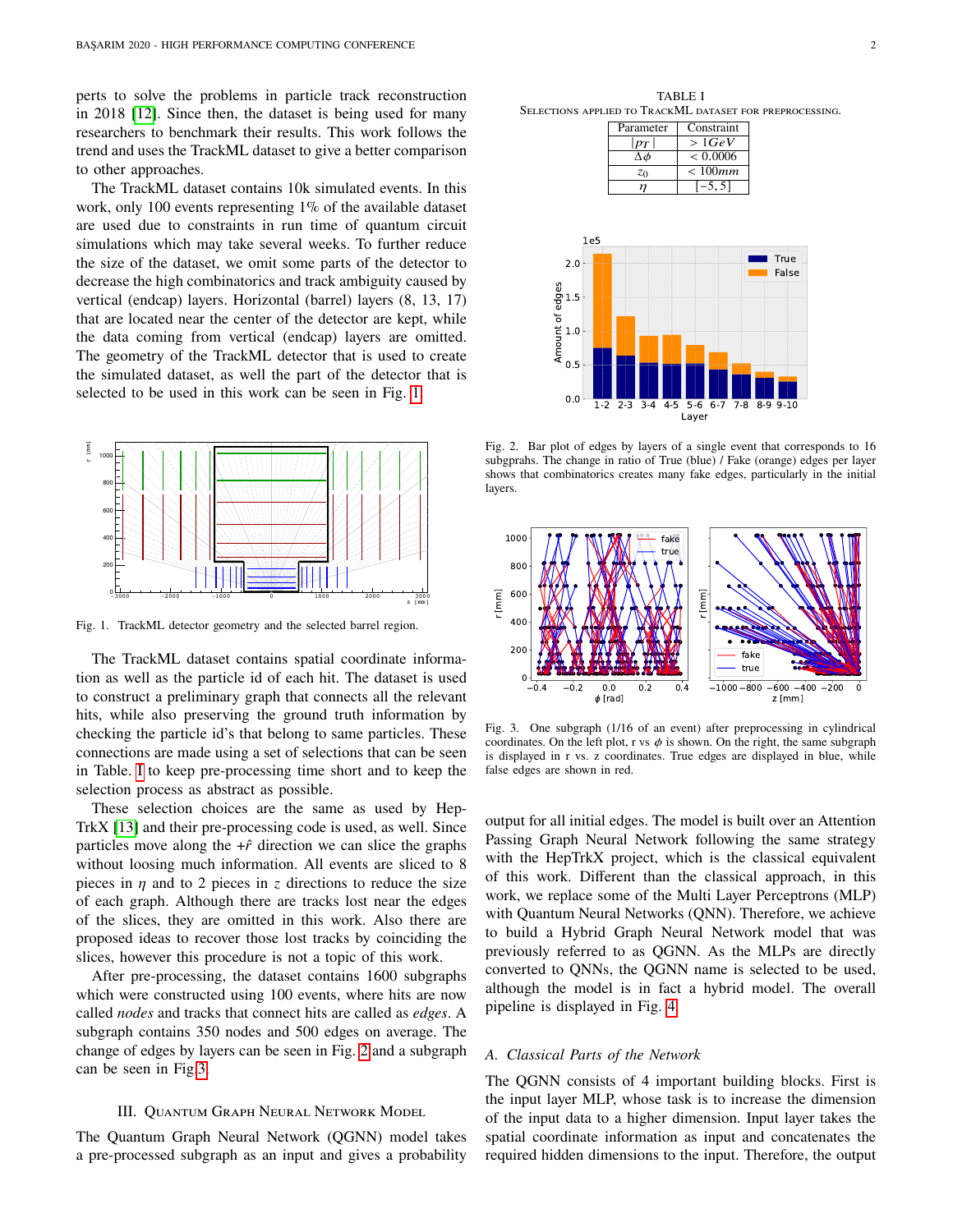perts to solve the problems in particle track reconstruction in 2018 [12]. Since then, the dataset is being used for many researchers to benchmark their results. This work follows the trend and uses the TrackML dataset to give a better comparison to other approaches.

The TrackML dataset contains 10k simulated events. In this work, only 100 events representing 1% of the available dataset are used due to constraints in run time of quantum circuit simulations which may take several weeks. To further reduce the size of the dataset, we omit some parts of the detector to decrease the high combinatorics and track ambiguity caused by vertical (endcap) layers. Horizontal (barrel) layers (8, 13, 17) that are located near the center of the detector are kept, while the data coming from vertical (endcap) layers are omitted. The geometry of the TrackML detector that is used to create the simulated dataset, as well the part of the detector that is selected to be used in this work can be seen in Fig. 1

r [mm]
1000
800
600
400
200
0
−3000 −2000 −1000 0 1000 2000 3000
z [mm]

Fig. 1. TrackML detector geometry and the selected barrel region.

The TrackML dataset contains spatial coordinate information as well as the particle id of each hit. The dataset is used to construct a preliminary graph that connects all the relevant hits, while preserving the ground truth information by checking the particle id's that belong to same particles. These connections are made using a set of selections that can be seen in Table. I to keep pre-processing time short and to keep the selection process as abstract as possible.

These selection choices are the same as used by HepTrkX [13] and their pre-processing code is used, as well. Since particles move along the $+\hat{r}$ direction we can slice the graphs without loosing much information. All events are sliced to 8 pieces in $\eta$ and to 2 pieces in $z$ directions to reduce the size of each graph. Although there are tracks lost near the edges of the slices, they are omitted in this work. Also there are proposed ideas to recover those lost tracks by coinciding the slices, however this procedure is not a topic of this work.

After pre-processing, the dataset contains 1600 subgraphs which were constructed using 100 events, where hits are now called *nodes* and tracks that connect hits are called as *edges*. A subgraph contains 350 nodes and 500 edges on average. The change of edges by layers can be seen in Fig. 2 and a subgraph can be seen in Fig 3.

TABLE I
SELECTIONS APPLIED TO TRACKML DATASET FOR PREPROCESSING.

| Parameter | Constraint |
|---|---|
| $\lvert p_T \rvert$ | $> 1GeV$ |
| $\Delta\phi$ | $< 0.0006$ |
| $z_0$ | $< 100mm$ |
| $\eta$ | $[-5, 5]$ |

1e5
2.0
1.5
1.0
0.5
0.0
Amount of edges
True
False
1-2 2-3 3-4 4-5 5-6 6-7 7-8 8-9 9-10
Layer

Fig. 2. Bar plot of edges by layers of a single event that corresponds to 16 subgprahs. The change in ratio of True (blue) / Fake (orange) edges per layer shows that combinatorics creates many fake edges, particularly in the initial layers.

r [mm]
1000
800
600
400
200
0
−0.4 −0.2 0.0 0.2 0.4
$\phi$ [rad]
fake
true

r [mm]
fake
true
−1000 −800 −600 −400 −200 0
z [mm]

Fig. 3. One subgraph (1/16 of an event) after preprocessing in cylindrical coordinates. On the left plot, r vs $\phi$ is shown. On the right, the same subgraph is displayed in r vs. z coordinates. True edges are displayed in blue, while false edges are shown in red.

## III. Quantum Graph Neural Network Model

The Quantum Graph Neural Network (QGNN) model takes a pre-processed subgraph as an input and gives a probability output for all initial edges. The model is built over an Attention Passing Graph Neural Network following the same strategy with the HepTrkX project, which is the classical equivalent of this work. Different than the classical approach, in this work, we replace some of the Multi Layer Perceptrons (MLP) with Quantum Neural Networks (QNN). Therefore, we achieve to build a Hybrid Graph Neural Network model that was previously referred to as QGNN. As the MLPs are directly converted to QNNs, the QGNN name is selected to be used, although the model is in fact a hybrid model. The overall pipeline is displayed in Fig. 4.

### A. Classical Parts of the Network

The QGNN consists of 4 important building blocks. First is the input layer MLP, whose task is to increase the dimension of the input data to a higher dimension. Input layer takes the spatial coordinate information as input and concatenates the required hidden dimensions to the input. Therefore, the output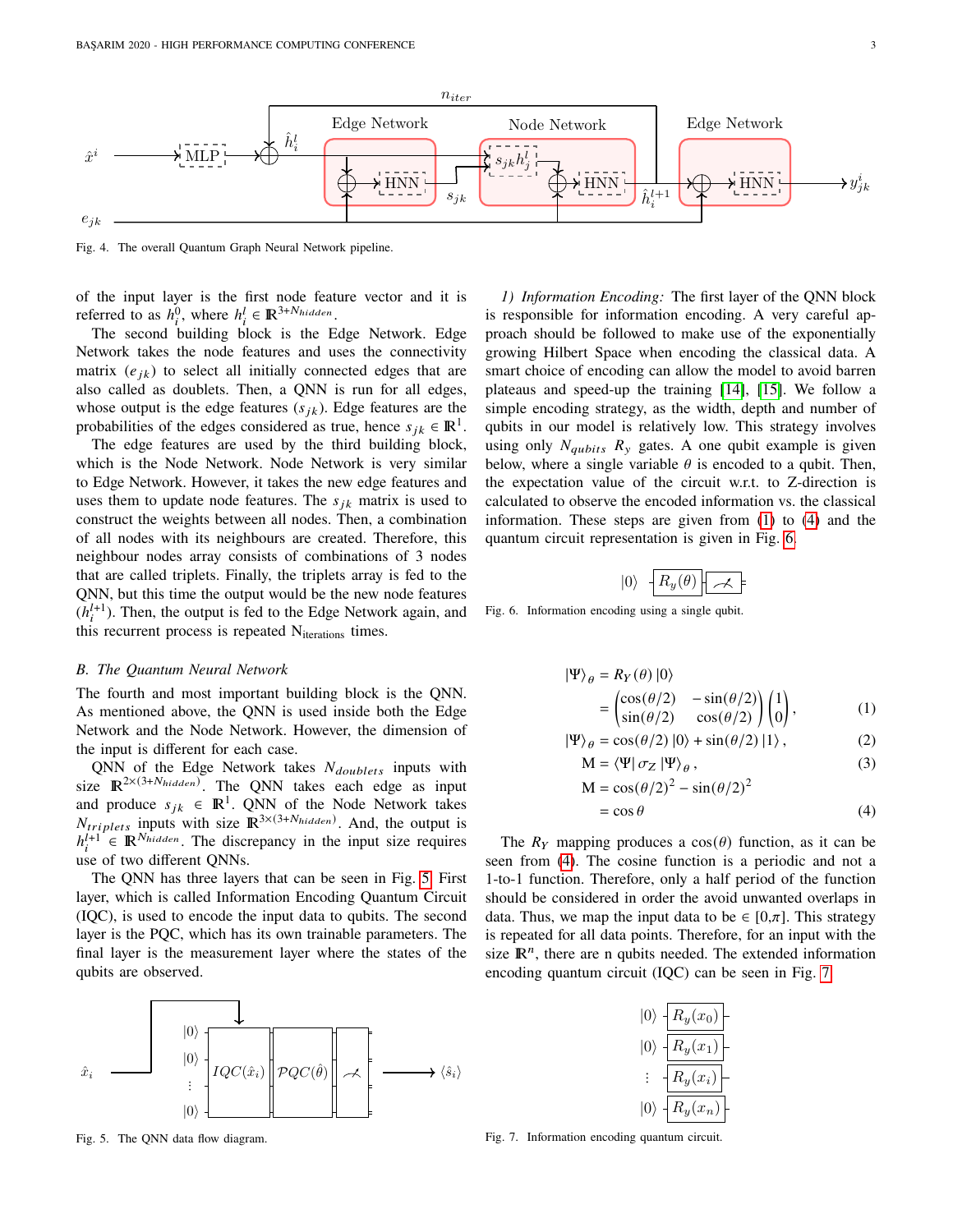$n_{iter}$

Edge Network

Node Network

Edge Network

$\hat{x}^i$

MLP

$\hat{h}_i^l$

HNN

$s_{jk}$

$s_{jk}h_j^l$

HNN

$\hat{h}_i^{l+1}$

HNN

$y_{jk}^i$

$e_{jk}$

Fig. 4. The overall Quantum Graph Neural Network pipeline.

of the input layer is the first node feature vector and it is referred to as $h_i^0$, where $h_i^l \in \mathbb{R}^{3+N_{hidden}}$.

The second building block is the Edge Network. Edge Network takes the node features and uses the connectivity matrix ($e_{jk}$) to select all initially connected edges that are also called as doublets. Then, a QNN is run for all edges, whose output is the edge features ($s_{jk}$). Edge features are the probabilities of the edges considered as true, hence $s_{jk} \in \mathbb{R}^1$.

The edge features are used by the third building block, which is the Node Network. Node Network is very similar to Edge Network. However, it takes the new edge features and uses them to update node features. The $s_{jk}$ matrix is used to construct the weights between all nodes. Then, a combination of all nodes with its neighbours are created. Therefore, this neighbour nodes array consists of combinations of 3 nodes that are called triplets. Finally, the triplets array is fed to the QNN, but this time the output would be the new node features ($h_i^{l+1}$). Then, the output is fed to the Edge Network again, and this recurrent process is repeated $N_{\text{iterations}}$ times.

## B. The Quantum Neural Network

The fourth and most important building block is the QNN. As mentioned above, the QNN is used inside both the Edge Network and the Node Network. However, the dimension of the input is different for each case.

QNN of the Edge Network takes $N_{doublets}$ inputs with size $\mathbb{R}^{2\times(3+N_{hidden})}$. The QNN takes each edge as input and produce $s_{jk} \in \mathbb{R}^1$. QNN of the Node Network takes $N_{triplets}$ inputs with size $\mathbb{R}^{3\times(3+N_{hidden})}$. And, the output is $h_i^{l+1} \in \mathbb{R}^{N_{hidden}}$. The discrepancy in the input size requires use of two different QNNs.

The QNN has three layers that can be seen in Fig. 5. First layer, which is called Information Encoding Quantum Circuit (IQC), is used to encode the input data to qubits. The second layer is the PQC, which has its own trainable parameters. The final layer is the measurement layer where the states of the qubits are observed.

$\hat{x}_i$

$|0\rangle$ $|0\rangle$ $\vdots$ $|0\rangle$

$IQC(\hat{x}_i)$

$PQC(\hat{\theta})$

$\langle \hat{s}_i \rangle$

Fig. 5. The QNN data flow diagram.

*1) Information Encoding:* The first layer of the QNN block is responsible for information encoding. A very careful approach should be followed to make use of the exponentially growing Hilbert Space when encoding the classical data. A smart choice of encoding can allow the model to avoid barren plateaus and speed-up the training [14], [15]. We follow a simple encoding strategy, as the width, depth and number of qubits in our model is relatively low. This strategy involves using only $N_{qubits}$ $R_y$ gates. A one qubit example is given below, where a single variable $\theta$ is encoded to a qubit. Then, the expectation value of the circuit w.r.t. to Z-direction is calculated to observe the encoded information vs. the classical information. These steps are given from (1) to (4) and the quantum circuit representation is given in Fig. 6.

$|0\rangle$ $R_y(\theta)$

Fig. 6. Information encoding using a single qubit.

$$
\begin{aligned}
|\Psi\rangle_\theta &= R_Y(\theta)\,|0\rangle \\
&= \begin{pmatrix} \cos(\theta/2) & -\sin(\theta/2) \\ \sin(\theta/2) & \cos(\theta/2) \end{pmatrix} \begin{pmatrix} 1 \\ 0 \end{pmatrix}, \qquad (1)
\end{aligned}
$$

$$
|\Psi\rangle_\theta = \cos(\theta/2)\,|0\rangle + \sin(\theta/2)\,|1\rangle\,, \qquad (2)
$$

$$
\mathrm{M} = \langle\Psi|\,\sigma_Z\,|\Psi\rangle_\theta\,, \qquad (3)
$$

$$
\begin{aligned}
\mathrm{M} &= \cos(\theta/2)^2 - \sin(\theta/2)^2 \\
&= \cos\theta \qquad (4)
\end{aligned}
$$

The $R_Y$ mapping produces a $\cos(\theta)$ function, as it can be seen from (4). The cosine function is a periodic and not a 1-to-1 function. Therefore, only a half period of the function should be considered in order the avoid unwanted overlaps in data. Thus, we map the input data to be $\in [0,\pi]$. This strategy is repeated for all data points. Therefore, for an input with the size $\mathbb{R}^n$, there are n qubits needed. The extended information encoding quantum circuit (IQC) can be seen in Fig. 7.

$|0\rangle$ $R_y(x_0)$

$|0\rangle$ $R_y(x_1)$

$\vdots$ $R_y(x_i)$

$|0\rangle$ $R_y(x_n)$

Fig. 7. Information encoding quantum circuit.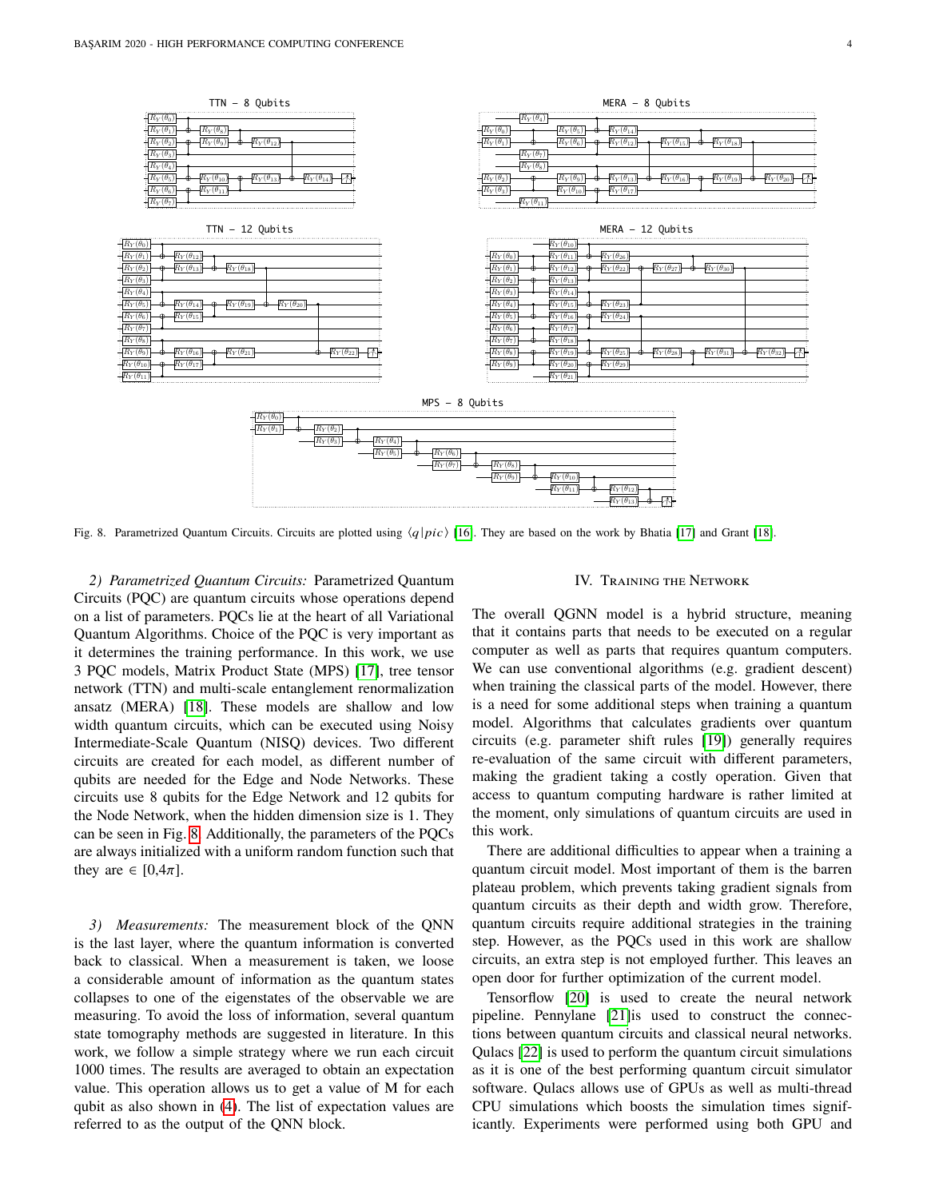TTN – 8 Qubits

MERA – 8 Qubits

TTN – 12 Qubits

MERA – 12 Qubits

MPS – 8 Qubits

Fig. 8. Parametrized Quantum Circuits. Circuits are plotted using $\langle q|pic\rangle$ [16]. They are based on the work by Bhatia [17] and Grant [18].

*2) Parametrized Quantum Circuits:* Parametrized Quantum Circuits (PQC) are quantum circuits whose operations depend on a list of parameters. PQCs lie at the heart of all Variational Quantum Algorithms. Choice of the PQC is very important as it determines the training performance. In this work, we use 3 PQC models, Matrix Product State (MPS) [17], tree tensor network (TTN) and multi-scale entanglement renormalization ansatz (MERA) [18]. These models are shallow and low width quantum circuits, which can be executed using Noisy Intermediate-Scale Quantum (NISQ) devices. Two different circuits are created for each model, as different number of qubits are needed for the Edge and Node Networks. These circuits use 8 qubits for the Edge Network and 12 qubits for the Node Network, when the hidden dimension size is 1. They can be seen in Fig. 8. Additionally, the parameters of the PQCs are always initialized with a uniform random function such that they are $\in$ [0,4$\pi$].

*3) Measurements:* The measurement block of the QNN is the last layer, where the quantum information is converted back to classical. When a measurement is taken, we loose a considerable amount of information as the quantum states collapses to one of the eigenstates of the observable we are measuring. To avoid the loss of information, several quantum state tomography methods are suggested in literature. In this work, we follow a simple strategy where we run each circuit 1000 times. The results are averaged to obtain an expectation value. This operation allows us to get a value of M for each qubit as also shown in (4). The list of expectation values are referred to as the output of the QNN block.

## IV. Training the Network

The overall QGNN model is a hybrid structure, meaning that it contains parts that needs to be executed on a regular computer as well as parts that requires quantum computers. We can use conventional algorithms (e.g. gradient descent) when training the classical parts of the model. However, there is a need for some additional steps when training a quantum model. Algorithms that calculates gradients over quantum circuits (e.g. parameter shift rules [19]) generally requires re-evaluation of the same circuit with different parameters, making the gradient taking a costly operation. Given that access to quantum computing hardware is rather limited at the moment, only simulations of quantum circuits are used in this work.

There are additional difficulties to appear when a training a quantum circuit model. Most important of them is the barren plateau problem, which prevents taking gradient signals from quantum circuits as their depth and width grow. Therefore, quantum circuits require additional strategies in the training step. However, as the PQCs used in this work are shallow circuits, an extra step is not employed further. This leaves an open door for further optimization of the current model.

Tensorflow [20] is used to create the neural network pipeline. Pennylane [21]is used to construct the connections between quantum circuits and classical neural networks. Qulacs [22] is used to perform the quantum circuit simulations as it is one of the best performing quantum circuit simulator software. Qulacs allows use of GPUs as well as multi-thread CPU simulations which boosts the simulation times significantly. Experiments were performed using both GPU and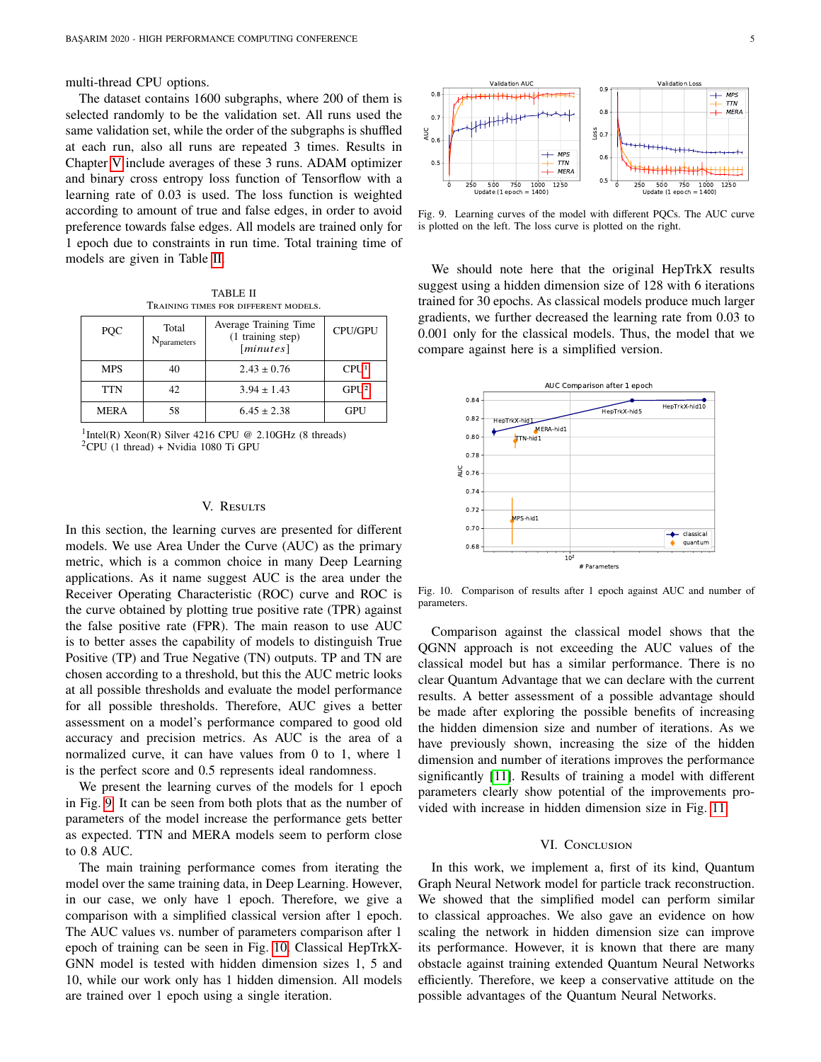multi-thread CPU options.

The dataset contains 1600 subgraphs, where 200 of them is selected randomly to be the validation set. All runs used the same validation set, while the order of the subgraphs is shuffled at each run, also all runs are repeated 3 times. Results in Chapter V include averages of these 3 runs. ADAM optimizer and binary cross entropy loss function of Tensorflow with a learning rate of 0.03 is used. The loss function is weighted according to amount of true and false edges, in order to avoid preference towards false edges. All models are trained only for 1 epoch due to constraints in run time. Total training time of models are given in Table II.

TABLE II
TRAINING TIMES FOR DIFFERENT MODELS.

| PQC | Total $N_{\text{parameters}}$ | Average Training Time (1 training step) [*minutes*] | CPU/GPU |
|---|---|---|---|
| MPS | 40 | 2.43 ± 0.76 | CPU[1] |
| TTN | 42 | 3.94 ± 1.43 | GPU[2] |
| MERA | 58 | 6.45 ± 2.38 | GPU |

[1]Intel(R) Xeon(R) Silver 4216 CPU @ 2.10GHz (8 threads)
[2]CPU (1 thread) + Nvidia 1080 Ti GPU

## V. Results

In this section, the learning curves are presented for different models. We use Area Under the Curve (AUC) as the primary metric, which is a common choice in many Deep Learning applications. As it name suggest AUC is the area under the Receiver Operating Characteristic (ROC) curve and ROC is the curve obtained by plotting true positive rate (TPR) against the false positive rate (FPR). The main reason to use AUC is to better asses the capability of models to distinguish True Positive (TP) and True Negative (TN) outputs. TP and TN are chosen according to a threshold, but this the AUC metric looks at all possible thresholds and evaluate the model performance for all possible thresholds. Therefore, AUC gives a better assessment on a model's performance compared to good old accuracy and precision metrics. As AUC is the area of a normalized curve, it can have values from 0 to 1, where 1 is the perfect score and 0.5 represents ideal randomness.

We present the learning curves of the models for 1 epoch in Fig. 9. It can be seen from both plots that as the number of parameters of the model increase the performance gets better as expected. TTN and MERA models seem to perform close to 0.8 AUC.

The main training performance comes from iterating the model over the same training data, in Deep Learning. However, in our case, we only have 1 epoch. Therefore, we give a comparison with a simplified classical version after 1 epoch. The AUC values vs. number of parameters comparison after 1 epoch of training can be seen in Fig. 10. Classical HepTrkX-GNN model is tested with hidden dimension sizes 1, 5 and 10, while our work only has 1 hidden dimension. All models are trained over 1 epoch using a single iteration.

Validation AUC
AUC
0.8
0.7
0.6
0.5
0 250 500 750 1000 1250
Update (1 epoch = 1400)
MPS
TTN
MERA

Validation Loss
Loss
0.9
0.8
0.7
0.6
0.5
0 250 500 750 1000 1250
Update (1 epoch = 1400)
MPS
TTN
MERA

Fig. 9. Learning curves of the model with different PQCs. The AUC curve is plotted on the left. The loss curve is plotted on the right.

We should note here that the original HepTrkX results suggest using a hidden dimension size of 128 with 6 iterations trained for 30 epochs. As classical models produce much larger gradients, we further decreased the learning rate from 0.03 to 0.001 only for the classical models. Thus, the model that we compare against here is a simplified version.

AUC Comparison after 1 epoch
AUC
0.84
0.82
0.80
0.78
0.76
0.74
0.72
0.70
0.68
HepTrkX-hid1
HepTrkX-hid5
HepTrkX-hid10
MERA-hid1
TTN-hid1
MPS-hid1
$10^2$
# Parameters
classical
quantum

Fig. 10. Comparison of results after 1 epoch against AUC and number of parameters.

Comparison against the classical model shows that the QGNN approach is not exceeding the AUC values of the classical model but has a similar performance. There is no clear Quantum Advantage that we can declare with the current results. A better assessment of a possible advantage should be made after exploring the possible benefits of increasing the hidden dimension size and number of iterations. As we have previously shown, increasing the size of the hidden dimension and number of iterations improves the performance significantly [11]. Results of training a model with different parameters clearly show potential of the improvements provided with increase in hidden dimension size in Fig. 11.

## VI. Conclusion

In this work, we implement a, first of its kind, Quantum Graph Neural Network model for particle track reconstruction. We showed that the simplified model can perform similar to classical approaches. We also gave an evidence on how scaling the network in hidden dimension size can improve its performance. However, it is known that there are many obstacle against training extended Quantum Neural Networks efficiently. Therefore, we keep a conservative attitude on the possible advantages of the Quantum Neural Networks.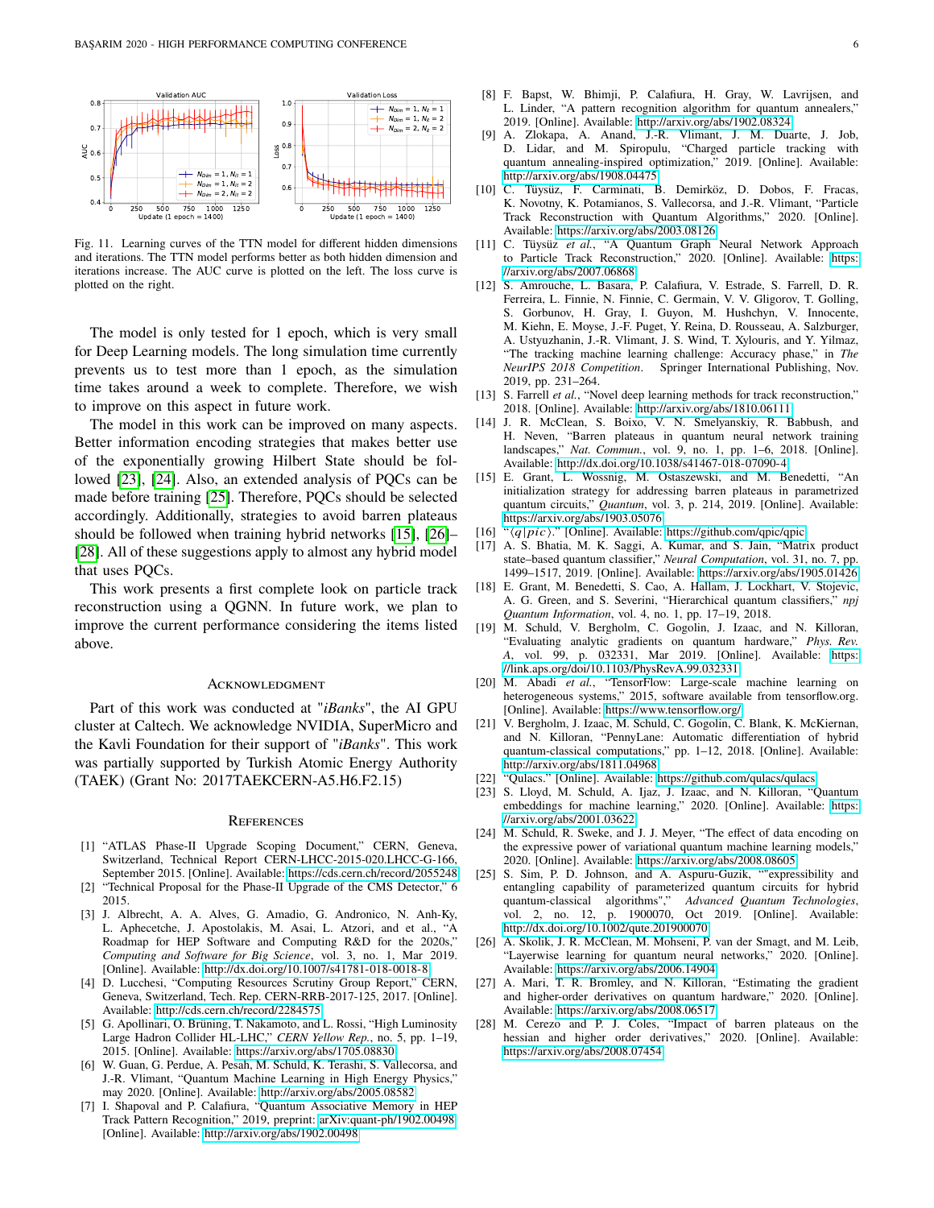Validation AUC

0.8
0.7
0.6
0.5
0.4

AUC

0 250 500 750 1000 1250

Update (1 epoch = 1400)

$N_{Dim} = 1, N_{it} = 1$
$N_{Dim} = 1, N_{it} = 2$
$N_{Dim} = 2, N_{it} = 2$

Validation Loss

1.0
0.9
0.8
0.7
0.6

Loss

0 250 500 750 1000 1250

Update (1 epoch = 1400)

$N_{Dim} = 1, N_{it} = 1$
$N_{Dim} = 1, N_{it} = 2$
$N_{Dim} = 2, N_{it} = 2$

Fig. 11. Learning curves of the TTN model for different hidden dimensions and iterations. The TTN model performs better as both hidden dimension and iterations increase. The AUC curve is plotted on the left. The loss curve is plotted on the right.

The model is only tested for 1 epoch, which is very small for Deep Learning models. The long simulation time currently prevents us to test more than 1 epoch, as the simulation time takes around a week to complete. Therefore, we wish to improve on this aspect in future work.

The model in this work can be improved on many aspects. Better information encoding strategies that makes better use of the exponentially growing Hilbert State should be followed [23], [24]. Also, an extended analysis of PQCs can be made before training [25]. Therefore, PQCs should be selected accordingly. Additionally, strategies to avoid barren plateaus should be followed when training hybrid networks [15], [26]–[28]. All of these suggestions apply to almost any hybrid model that uses PQCs.

This work presents a first complete look on particle track reconstruction using a QGNN. In future work, we plan to improve the current performance considering the items listed above.

## Acknowledgment

Part of this work was conducted at "*iBanks*", the AI GPU cluster at Caltech. We acknowledge NVIDIA, SuperMicro and the Kavli Foundation for their support of "*iBanks*". This work was partially supported by Turkish Atomic Energy Authority (TAEK) (Grant No: 2017TAEKCERN-A5.H6.F2.15)

## References

[1] "ATLAS Phase-II Upgrade Scoping Document," CERN, Geneva, Switzerland, Technical Report CERN-LHCC-2015-020.LHCC-G-166, September 2015. [Online]. Available: https://cds.cern.ch/record/2055248

[2] "Technical Proposal for the Phase-II Upgrade of the CMS Detector," 6 2015.

[3] J. Albrecht, A. A. Alves, G. Amadio, G. Andronico, N. Anh-Ky, L. Aphecetche, J. Apostolakis, M. Asai, L. Atzori, and et al., "A Roadmap for HEP Software and Computing R&D for the 2020s," *Computing and Software for Big Science*, vol. 3, no. 1, Mar 2019. [Online]. Available: http://dx.doi.org/10.1007/s41781-018-0018-8

[4] D. Lucchesi, "Computing Resources Scrutiny Group Report," CERN, Geneva, Switzerland, Tech. Rep. CERN-RRB-2017-125, 2017. [Online]. Available: http://cds.cern.ch/record/2284575

[5] G. Apollinari, O. Brüning, T. Nakamoto, and L. Rossi, "High Luminosity Large Hadron Collider HL-LHC," *CERN Yellow Rep.*, no. 5, pp. 1–19, 2015. [Online]. Available: https://arxiv.org/abs/1705.08830

[6] W. Guan, G. Perdue, A. Pesah, M. Schuld, K. Terashi, S. Vallecorsa, and J.-R. Vlimant, "Quantum Machine Learning in High Energy Physics," may 2020. [Online]. Available: http://arxiv.org/abs/2005.08582

[7] I. Shapoval and P. Calafiura, "Quantum Associative Memory in HEP Track Pattern Recognition," 2019, preprint: arXiv:quant-ph/1902.00498. [Online]. Available: http://arxiv.org/abs/1902.00498

[8] F. Bapst, W. Bhimji, P. Calafiura, H. Gray, W. Lavrijsen, and L. Linder, "A pattern recognition algorithm for quantum annealers," 2019. [Online]. Available: http://arxiv.org/abs/1902.08324

[9] A. Zlokapa, A. Anand, J.-R. Vlimant, J. M. Duarte, J. Job, D. Lidar, and M. Spiropulu, "Charged particle tracking with quantum annealing-inspired optimization," 2019. [Online]. Available: http://arxiv.org/abs/1908.04475

[10] C. Tüysüz, F. Carminati, B. Demirköz, D. Dobos, F. Fracas, K. Novotny, K. Potamianos, S. Vallecorsa, and J.-R. Vlimant, "Particle Track Reconstruction with Quantum Algorithms," 2020. [Online]. Available: https://arxiv.org/abs/2003.08126

[11] C. Tüysüz *et al.*, "A Quantum Graph Neural Network Approach to Particle Track Reconstruction," 2020. [Online]. Available: https://arxiv.org/abs/2007.06868

[12] S. Amrouche, L. Basara, P. Calafiura, V. Estrade, S. Farrell, D. R. Ferreira, L. Finnie, N. Finnie, C. Germain, V. V. Gligorov, T. Golling, S. Gorbunov, H. Gray, I. Guyon, M. Hushchyn, V. Innocente, M. Kiehn, E. Moyse, J.-F. Puget, Y. Reina, D. Rousseau, A. Salzburger, A. Ustyuzhanin, J.-R. Vlimant, J. S. Wind, T. Xylouris, and Y. Yilmaz, "The tracking machine learning challenge: Accuracy phase," in *The NeurIPS 2018 Competition*. Springer International Publishing, Nov. 2019, pp. 231–264.

[13] S. Farrell *et al.*, "Novel deep learning methods for track reconstruction," 2018. [Online]. Available: http://arxiv.org/abs/1810.06111

[14] J. R. McClean, S. Boixo, V. N. Smelyanskiy, R. Babbush, and H. Neven, "Barren plateaus in quantum neural network training landscapes," *Nat. Commun.*, vol. 9, no. 1, pp. 1–6, 2018. [Online]. Available: http://dx.doi.org/10.1038/s41467-018-07090-4

[15] E. Grant, L. Wossnig, M. Ostaszewski, and M. Benedetti, "An initialization strategy for addressing barren plateaus in parametrized quantum circuits," *Quantum*, vol. 3, p. 214, 2019. [Online]. Available: https://arxiv.org/abs/1903.05076

[16] "$\langle q|pic\rangle$." [Online]. Available: https://github.com/qpic/qpic

[17] A. S. Bhatia, M. K. Saggi, A. Kumar, and S. Jain, "Matrix product state–based quantum classifier," *Neural Computation*, vol. 31, no. 7, pp. 1499–1517, 2019. [Online]. Available: https://arxiv.org/abs/1905.01426

[18] E. Grant, M. Benedetti, S. Cao, A. Hallam, J. Lockhart, V. Stojevic, A. G. Green, and S. Severini, "Hierarchical quantum classifiers," *npj Quantum Information*, vol. 4, no. 1, pp. 17–19, 2018.

[19] M. Schuld, V. Bergholm, C. Gogolin, J. Izaac, and N. Killoran, "Evaluating analytic gradients on quantum hardware," *Phys. Rev. A*, vol. 99, p. 032331, Mar 2019. [Online]. Available: https://link.aps.org/doi/10.1103/PhysRevA.99.032331

[20] M. Abadi *et al.*, "TensorFlow: Large-scale machine learning on heterogeneous systems," 2015, software available from tensorflow.org. [Online]. Available: https://www.tensorflow.org/

[21] V. Bergholm, J. Izaac, M. Schuld, C. Gogolin, C. Blank, K. McKiernan, and N. Killoran, "PennyLane: Automatic differentiation of hybrid quantum-classical computations," pp. 1–12, 2018. [Online]. Available: http://arxiv.org/abs/1811.04968

[22] "Qulacs." [Online]. Available: https://github.com/qulacs/qulacs

[23] S. Lloyd, M. Schuld, A. Ijaz, J. Izaac, and N. Killoran, "Quantum embeddings for machine learning," 2020. [Online]. Available: https://arxiv.org/abs/2001.03622

[24] M. Schuld, R. Sweke, and J. J. Meyer, "The effect of data encoding on the expressive power of variational quantum machine learning models," 2020. [Online]. Available: https://arxiv.org/abs/2008.08605

[25] S. Sim, P. D. Johnson, and A. Aspuru-Guzik, ""expressibility and entangling capability of parameterized quantum circuits for hybrid quantum-classical algorithms"," *Advanced Quantum Technologies*, vol. 2, no. 12, p. 1900070, Oct 2019. [Online]. Available: http://dx.doi.org/10.1002/qute.201900070

[26] A. Skolik, J. R. McClean, M. Mohseni, P. van der Smagt, and M. Leib, "Layerwise learning for quantum neural networks," 2020. [Online]. Available: https://arxiv.org/abs/2006.14904

[27] A. Mari, T. R. Bromley, and N. Killoran, "Estimating the gradient and higher-order derivatives on quantum hardware," 2020. [Online]. Available: https://arxiv.org/abs/2008.06517

[28] M. Cerezo and P. J. Coles, "Impact of barren plateaus on the hessian and higher order derivatives," 2020. [Online]. Available: https://arxiv.org/abs/2008.07454